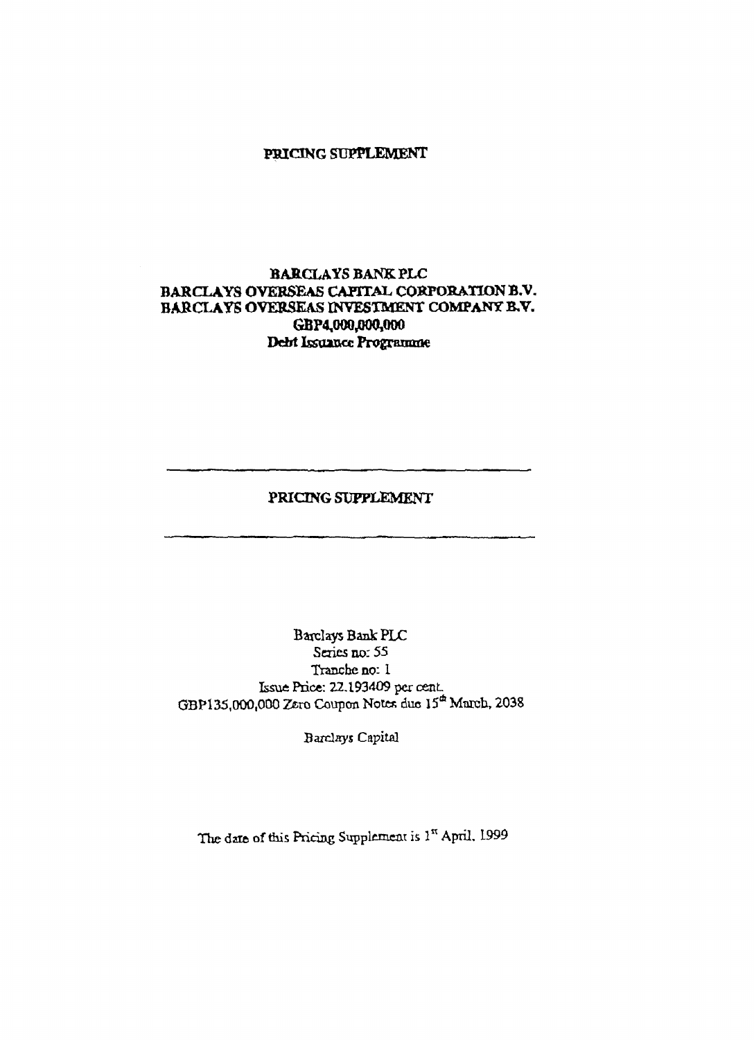# PRICING SUPPLEMENT

**BARCLAYS BANK PLC**
**BARCLAYS OVERSEAS CAPITAL CORPORATION B.V.**
**BARCLAYS OVERSEAS INVESTMENT COMPANY B.V.**
**GBP4,000,000,000**
**Debt Issuance Programme**

---

## PRICING SUPPLEMENT

---

Barclays Bank PLC
Series no: 55
Tranche no: 1
Issue Price: 22.193409 per cent.
GBP135,000,000 Zero Coupon Notes due 15th March, 2038

Barclays Capital

The date of this Pricing Supplement is 1st April, 1999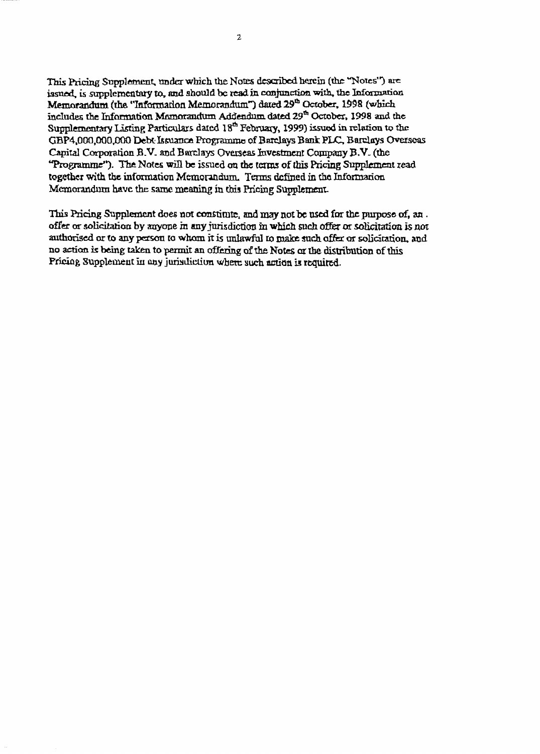This Pricing Supplement, under which the Notes described herein (the "Notes") are issued, is supplementary to, and should be read in conjunction with, the Information Memorandum (the "Information Memorandum") dated 29th October, 1998 (which includes the Information Memorandum Addendum dated 29th October, 1998 and the Supplementary Listing Particulars dated 18th February, 1999) issued in relation to the GBP4,000,000,000 Debt Issuance Programme of Barclays Bank PLC, Barclays Overseas Capital Corporation B.V. and Barclays Overseas Investment Company B.V. (the "Programme"). The Notes will be issued on the terms of this Pricing Supplement read together with the Information Memorandum. Terms defined in the Information Memorandum have the same meaning in this Pricing Supplement.

This Pricing Supplement does not constitute, and may not be used for the purpose of, an offer or solicitation by anyone in any jurisdiction in which such offer or solicitation is not authorised or to any person to whom it is unlawful to make such offer or solicitation, and no action is being taken to permit an offering of the Notes or the distribution of this Pricing Supplement in any jurisdiction where such action is required.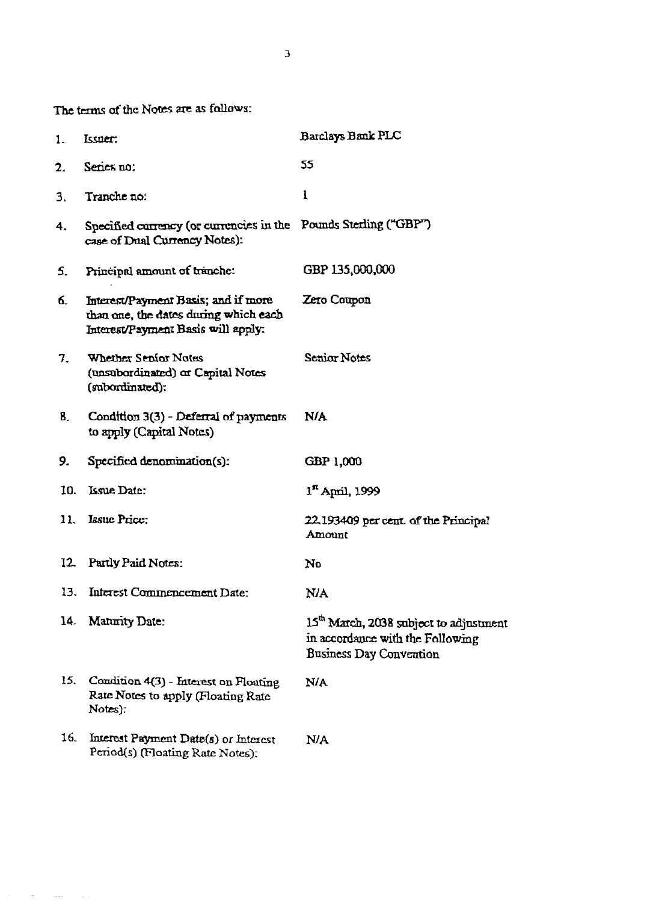The terms of the Notes are as follows:

| | | |
|---|---|---|
| 1. | Issuer: | Barclays Bank PLC |
| 2. | Series no: | 55 |
| 3. | Tranche no: | 1 |
| 4. | Specified currency (or currencies in the case of Dual Currency Notes): | Pounds Sterling ("GBP") |
| 5. | Principal amount of tranche: | GBP 135,000,000 |
| 6. | Interest/Payment Basis; and if more than one, the dates during which each Interest/Payment Basis will apply: | Zero Coupon |
| 7. | Whether Senior Notes (unsubordinated) or Capital Notes (subordinated): | Senior Notes |
| 8. | Condition 3(3) - Deferral of payments to apply (Capital Notes) | N/A |
| 9. | Specified denomination(s): | GBP 1,000 |
| 10. | Issue Date: | 1st April, 1999 |
| 11. | Issue Price: | 22.193409 per cent. of the Principal Amount |
| 12. | Partly Paid Notes: | No |
| 13. | Interest Commencement Date: | N/A |
| 14. | Maturity Date: | 15th March, 2038 subject to adjustment in accordance with the Following Business Day Convention |
| 15. | Condition 4(3) - Interest on Floating Rate Notes to apply (Floating Rate Notes): | N/A |
| 16. | Interest Payment Date(s) or Interest Period(s) (Floating Rate Notes): | N/A |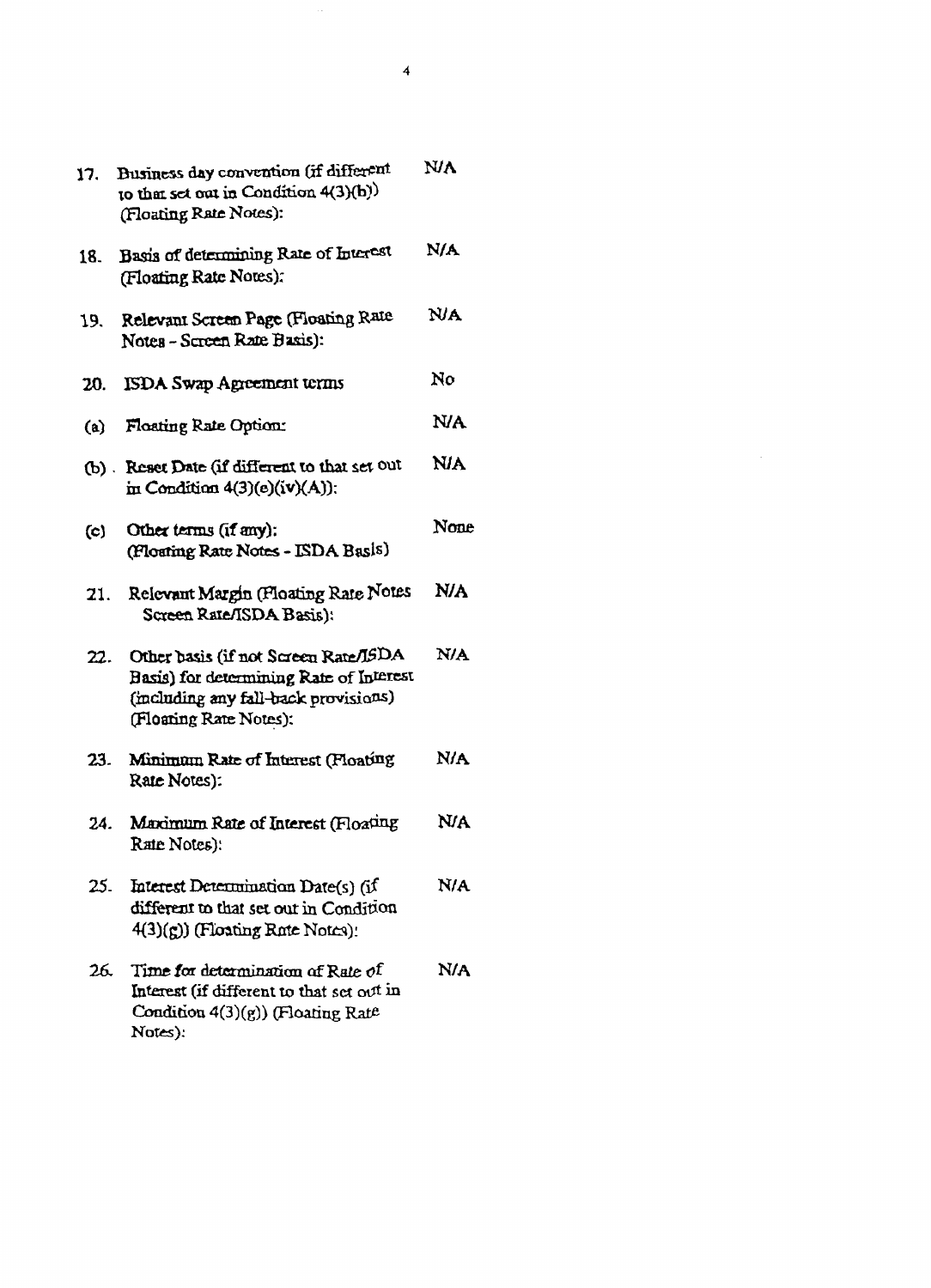| | | |
|---|---|---|
| 17. | Business day convention (if different to that set out in Condition 4(3)(b)) (Floating Rate Notes): | N/A |
| 18. | Basis of determining Rate of Interest (Floating Rate Notes): | N/A |
| 19. | Relevant Screen Page (Floating Rate Notes - Screen Rate Basis): | N/A |
| 20. | ISDA Swap Agreement terms | No |
| (a) | Floating Rate Option: | N/A |
| (b) | Reset Date (if different to that set out in Condition 4(3)(e)(iv)(A)): | N/A |
| (c) | Other terms (if any): (Floating Rate Notes - ISDA Basis) | None |
| 21. | Relevant Margin (Floating Rate Notes Screen Rate/ISDA Basis): | N/A |
| 22. | Other basis (if not Screen Rate/ISDA Basis) for determining Rate of Interest (including any fall-back provisions) (Floating Rate Notes): | N/A |
| 23. | Minimum Rate of Interest (Floating Rate Notes): | N/A |
| 24. | Maximum Rate of Interest (Floating Rate Notes): | N/A |
| 25. | Interest Determination Date(s) (if different to that set out in Condition 4(3)(g)) (Floating Rate Notes): | N/A |
| 26. | Time for determination of Rate of Interest (if different to that set out in Condition 4(3)(g)) (Floating Rate Notes): | N/A |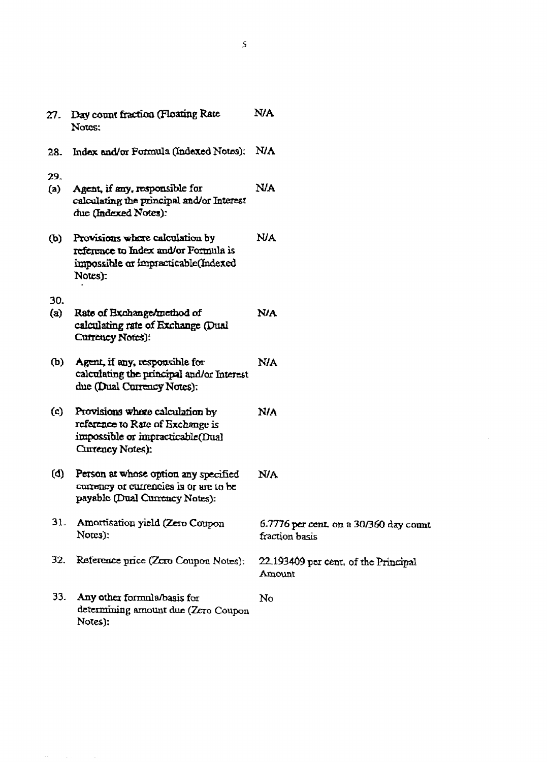| | | |
|---|---|---|
| 27. | Day count fraction (Floating Rate Notes: | N/A |
| 28. | Index and/or Formula (Indexed Notes): | N/A |
| 29. | | |
| (a) | Agent, if any, responsible for calculating the principal and/or Interest due (Indexed Notes): | N/A |
| (b) | Provisions where calculation by reference to Index and/or Formula is impossible or impracticable(Indexed Notes): | N/A |
| 30. | | |
| (a) | Rate of Exchange/method of calculating rate of Exchange (Dual Currency Notes): | N/A |
| (b) | Agent, if any, responsible for calculating the principal and/or Interest due (Dual Currency Notes): | N/A |
| (c) | Provisions where calculation by reference to Rate of Exchange is impossible or impracticable(Dual Currency Notes): | N/A |
| (d) | Person at whose option any specified currency or currencies is or are to be payable (Dual Currency Notes): | N/A |
| 31. | Amortisation yield (Zero Coupon Notes): | 6.7776 per cent. on a 30/360 day count fraction basis |
| 32. | Reference price (Zero Coupon Notes): | 22.193409 per cent. of the Principal Amount |
| 33. | Any other formula/basis for determining amount due (Zero Coupon Notes): | No |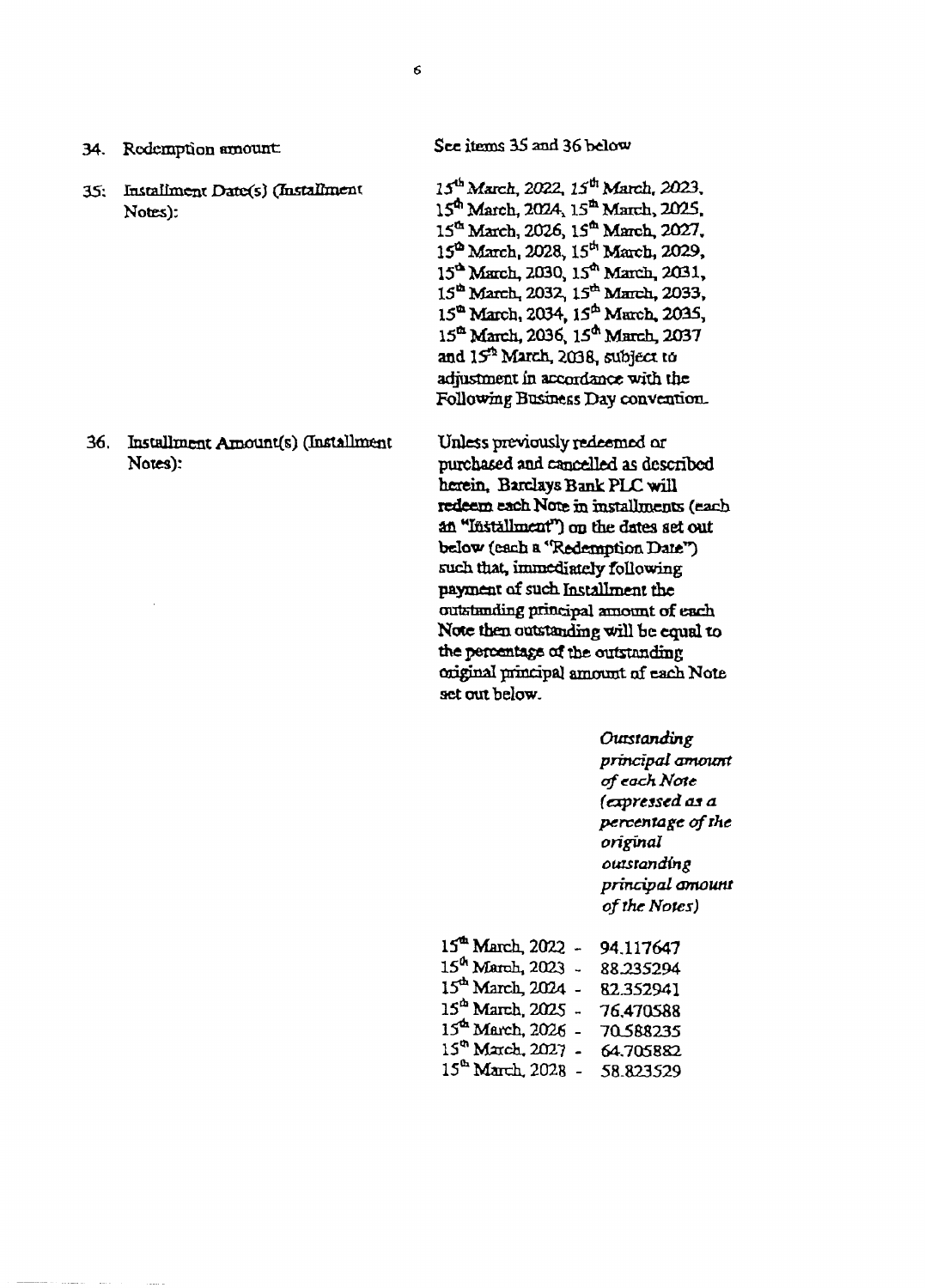34. Redemption amount: See items 35 and 36 below

35. Installment Date(s) (Installment Notes): 15th March, 2022, 15th March, 2023, 15th March, 2024, 15th March, 2025, 15th March, 2026, 15th March, 2027, 15th March, 2028, 15th March, 2029, 15th March, 2030, 15th March, 2031, 15th March, 2032, 15th March, 2033, 15th March, 2034, 15th March, 2035, 15th March, 2036, 15th March, 2037 and 15th March, 2038, subject to adjustment in accordance with the Following Business Day convention.

36. Installment Amount(s) (Installment Notes): Unless previously redeemed or purchased and cancelled as described herein, Barclays Bank PLC will redeem each Note in installments (each an "Installment") on the dates set out below (each a "Redemption Date") such that, immediately following payment of such Installment the outstanding principal amount of each Note then outstanding will be equal to the percentage of the outstanding original principal amount of each Note set out below.

| | *Outstanding principal amount of each Note (expressed as a percentage of the original outstanding principal amount of the Notes)* |
|---|---|
| 15th March, 2022 - | 94.117647 |
| 15th March, 2023 - | 88.235294 |
| 15th March, 2024 - | 82.352941 |
| 15th March, 2025 - | 76.470588 |
| 15th March, 2026 - | 70.588235 |
| 15th March, 2027 - | 64.705882 |
| 15th March, 2028 - | 58.823529 |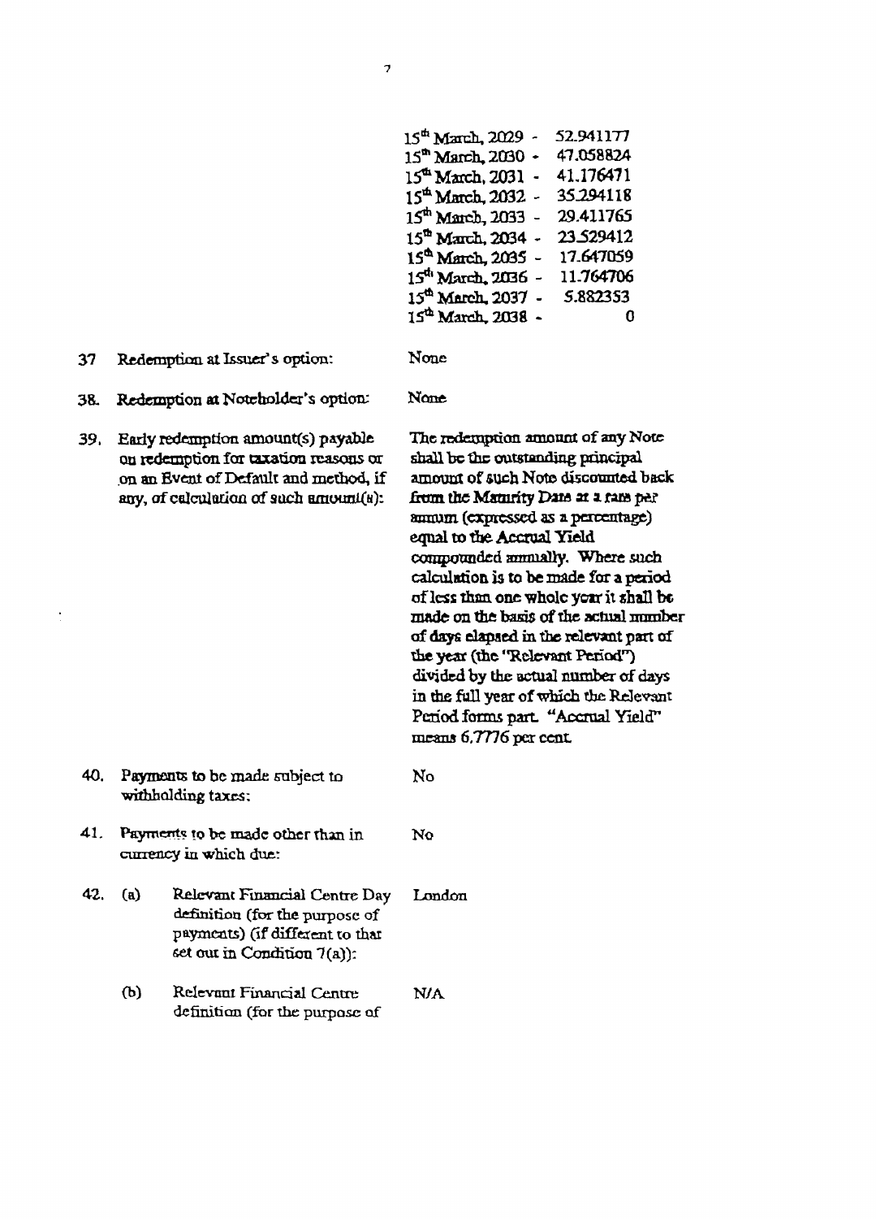| | |
|---|---|
| 15th March, 2029 - | 52.941177 |
| 15th March, 2030 - | 47.058824 |
| 15th March, 2031 - | 41.176471 |
| 15th March, 2032 - | 35.294118 |
| 15th March, 2033 - | 29.411765 |
| 15th March, 2034 - | 23.529412 |
| 15th March, 2035 - | 17.647059 |
| 15th March, 2036 - | 11.764706 |
| 15th March, 2037 - | 5.882353 |
| 15th March, 2038 - | 0 |

| | | |
|---|---|---|
| 37 | Redemption at Issuer's option: | None |
| 38. | Redemption at Noteholder's option: | None |
| 39. | Early redemption amount(s) payable on redemption for taxation reasons or on an Event of Default and method, if any, of calculation of such amount(s): | The redemption amount of any Note shall be the outstanding principal amount of such Note discounted back from the Maturity Date at a rate per annum (expressed as a percentage) equal to the Accrual Yield compounded annually. Where such calculation is to be made for a period of less than one whole year it shall be made on the basis of the actual number of days elapsed in the relevant part of the year (the "Relevant Period") divided by the actual number of days in the full year of which the Relevant Period forms part. "Accrual Yield" means 6.7776 per cent. |
| 40. | Payments to be made subject to withholding taxes: | No |
| 41. | Payments to be made other than in currency in which due: | No |
| 42. (a) | Relevant Financial Centre Day definition (for the purpose of payments) (if different to that set out in Condition 7(a)): | London |
| (b) | Relevant Financial Centre definition (for the purpose of | N/A |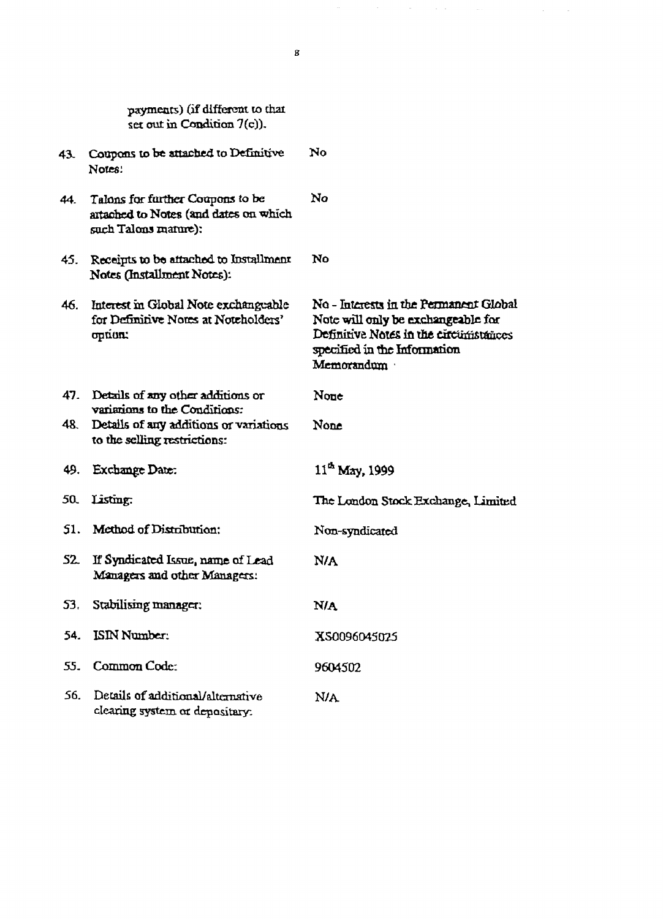| | | |
|---|---|---|
| | payments) (if different to that set out in Condition 7(c)). | |
| 43. | Coupons to be attached to Definitive Notes: | No |
| 44. | Talons for further Coupons to be attached to Notes (and dates on which such Talons mature): | No |
| 45. | Receipts to be attached to Installment Notes (Installment Notes): | No |
| 46. | Interest in Global Note exchangeable for Definitive Notes at Noteholders' option: | No - Interests in the Permanent Global Note will only be exchangeable for Definitive Notes in the circumstances specified in the Information Memorandum |
| 47. | Details of any other additions or variations to the Conditions: | None |
| 48. | Details of any additions or variations to the selling restrictions: | None |
| 49. | Exchange Date: | 11th May, 1999 |
| 50. | Listing: | The London Stock Exchange, Limited |
| 51. | Method of Distribution: | Non-syndicated |
| 52. | If Syndicated Issue, name of Lead Managers and other Managers: | N/A |
| 53. | Stabilising manager: | N/A |
| 54. | ISIN Number: | XS0096045025 |
| 55. | Common Code: | 9604502 |
| 56. | Details of additional/alternative clearing system or depositary: | N/A |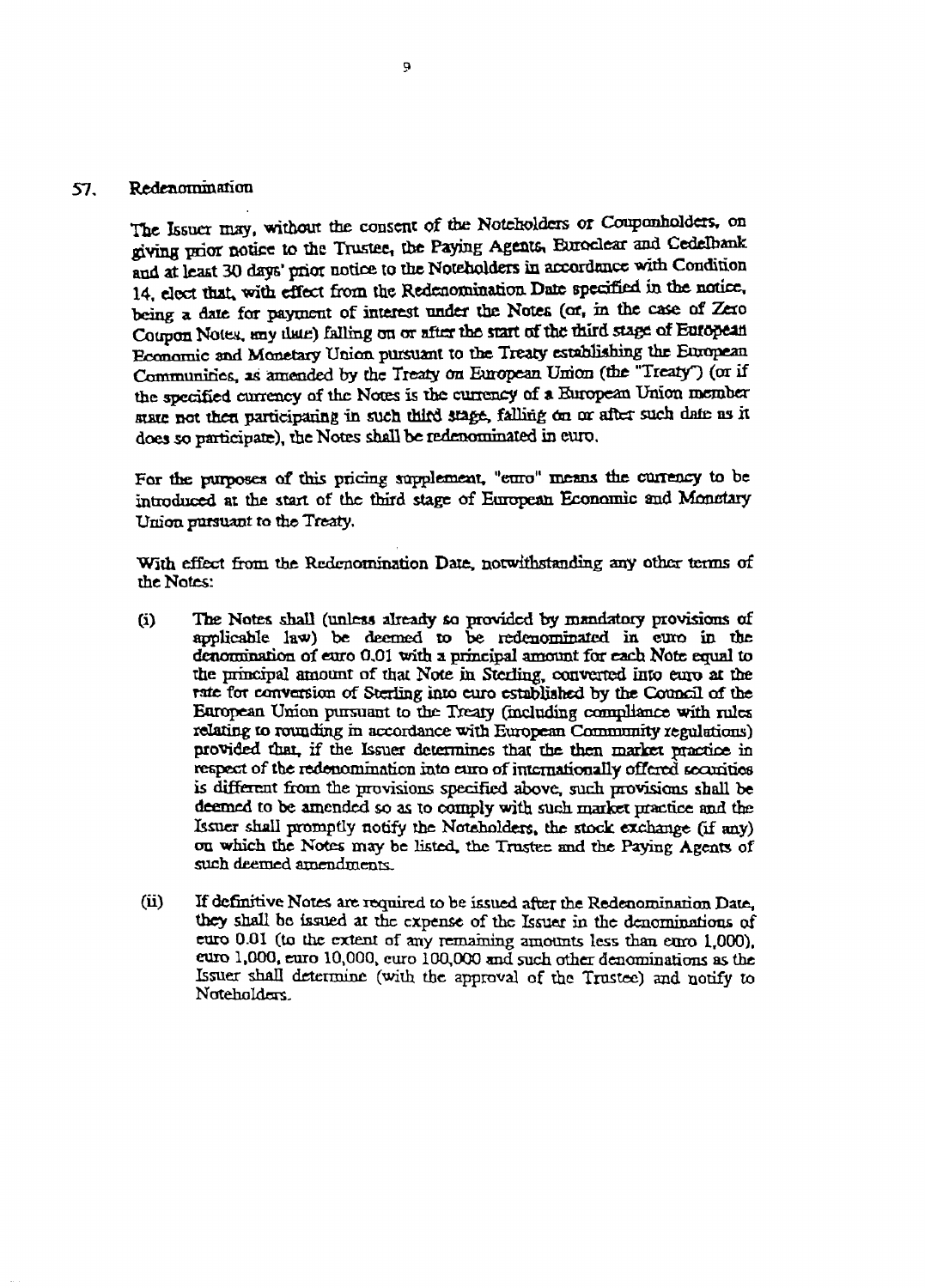## 57. Redenomination

The Issuer may, without the consent of the Noteholders or Couponholders, on giving prior notice to the Trustee, the Paying Agents, Euroclear and Cedelbank and at least 30 days' prior notice to the Noteholders in accordance with Condition 14, elect that, with effect from the Redenomination Date specified in the notice, being a date for payment of interest under the Notes (or, in the case of Zero Coupon Notes, any date) falling on or after the start of the third stage of European Economic and Monetary Union pursuant to the Treaty establishing the European Communities, as amended by the Treaty on European Union (the "Treaty") (or if the specified currency of the Notes is the currency of a European Union member state not then participating in such third stage, falling on or after such date as it does so participate), the Notes shall be redenominated in euro.

For the purposes of this pricing supplement, "euro" means the currency to be introduced at the start of the third stage of European Economic and Monetary Union pursuant to the Treaty.

With effect from the Redenomination Date, notwithstanding any other terms of the Notes:

(i) The Notes shall (unless already so provided by mandatory provisions of applicable law) be deemed to be redenominated in euro in the denomination of euro 0.01 with a principal amount for each Note equal to the principal amount of that Note in Sterling, converted into euro at the rate for conversion of Sterling into euro established by the Council of the European Union pursuant to the Treaty (including compliance with rules relating to rounding in accordance with European Community regulations) provided that, if the Issuer determines that the then market practice in respect of the redenomination into euro of internationally offered securities is different from the provisions specified above, such provisions shall be deemed to be amended so as to comply with such market practice and the Issuer shall promptly notify the Noteholders, the stock exchange (if any) on which the Notes may be listed, the Trustee and the Paying Agents of such deemed amendments.

(ii) If definitive Notes are required to be issued after the Redenomination Date, they shall be issued at the expense of the Issuer in the denominations of euro 0.01 (to the extent of any remaining amounts less than euro 1,000), euro 1,000, euro 10,000, euro 100,000 and such other denominations as the Issuer shall determine (with the approval of the Trustee) and notify to Noteholders.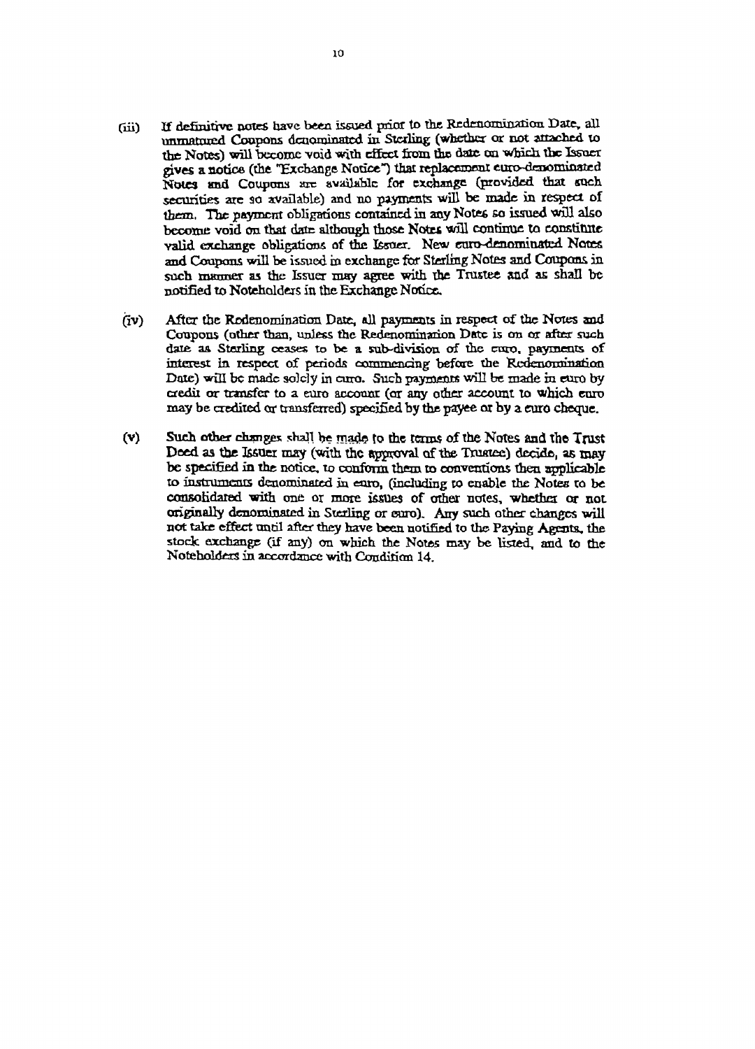(iii) If definitive notes have been issued prior to the Redenomination Date, all unmatured Coupons denominated in Sterling (whether or not attached to the Notes) will become void with effect from the date on which the Issuer gives a notice (the "Exchange Notice") that replacement euro-denominated Notes and Coupons are available for exchange (provided that such securities are so available) and no payments will be made in respect of them. The payment obligations contained in any Notes so issued will also become void on that date although those Notes will continue to constitute valid exchange obligations of the Issuer. New euro-denominated Notes and Coupons will be issued in exchange for Sterling Notes and Coupons in such manner as the Issuer may agree with the Trustee and as shall be notified to Noteholders in the Exchange Notice.

(iv) After the Redenomination Date, all payments in respect of the Notes and Coupons (other than, unless the Redenomination Date is on or after such date as Sterling ceases to be a sub-division of the euro, payments of interest in respect of periods commencing before the Redenomination Date) will be made solely in euro. Such payments will be made in euro by credit or transfer to a euro account (or any other account to which euro may be credited or transferred) specified by the payee or by a euro cheque.

(v) Such other changes shall be made to the terms of the Notes and the Trust Deed as the Issuer may (with the approval of the Trustee) decide, as may be specified in the notice, to conform them to conventions then applicable to instruments denominated in euro, (including to enable the Notes to be consolidated with one or more issues of other notes, whether or not originally denominated in Sterling or euro). Any such other changes will not take effect until after they have been notified to the Paying Agents, the stock exchange (if any) on which the Notes may be listed, and to the Noteholders in accordance with Condition 14.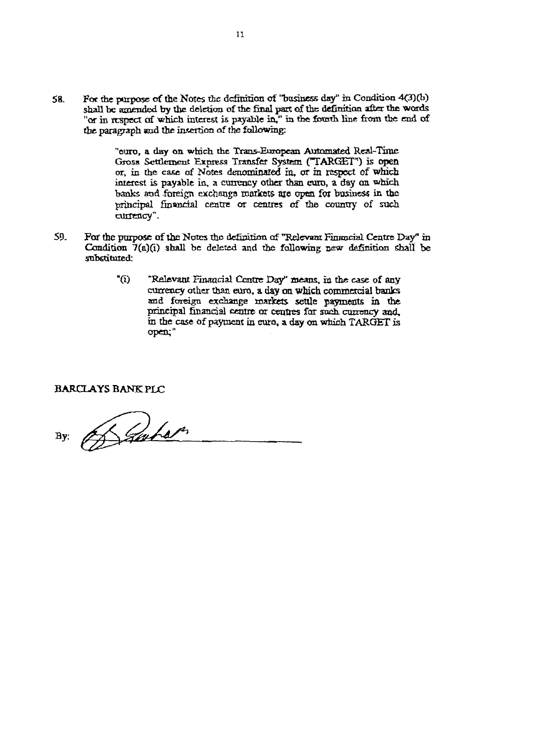58. For the purpose of the Notes the definition of "business day" in Condition 4(3)(b) shall be amended by the deletion of the final part of the definition after the words "or in respect of which interest is payable in," in the fourth line from the end of the paragraph and the insertion of the following:

> "euro, a day on which the Trans-European Automated Real-Time Gross Settlement Express Transfer System ("TARGET") is open or, in the case of Notes denominated in, or in respect of which interest is payable in, a currency other than euro, a day on which banks and foreign exchange markets are open for business in the principal financial centre or centres of the country of such currency".

59. For the purpose of the Notes the definition of "Relevant Financial Centre Day" in Condition 7(a)(i) shall be deleted and the following new definition shall be substituted:

> "(i) "Relevant Financial Centre Day" means, in the case of any currency other than euro, a day on which commercial banks and foreign exchange markets settle payments in the principal financial centre or centres for such currency and, in the case of payment in euro, a day on which TARGET is open;"

BARCLAYS BANK PLC

By: ______________________